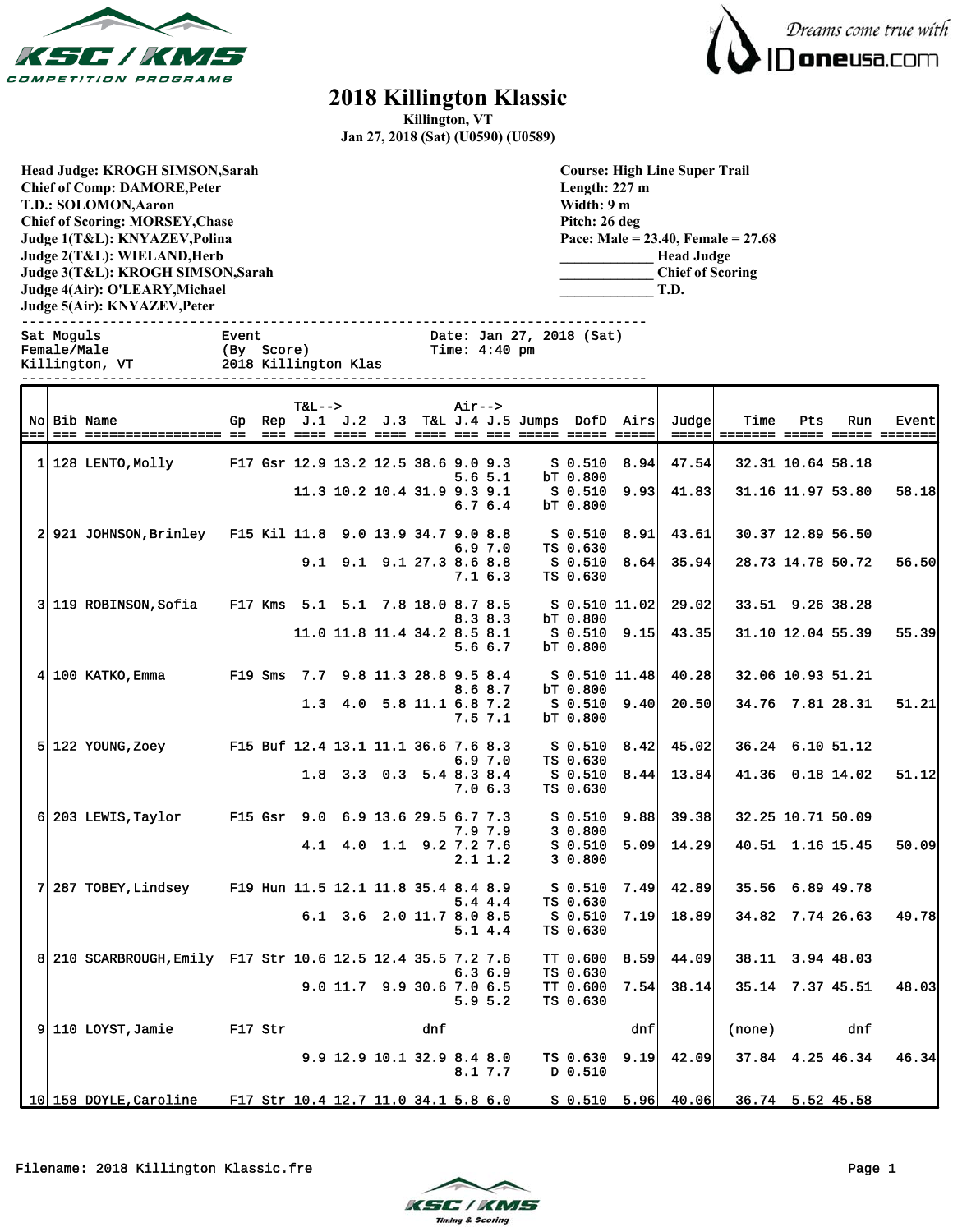# 2018 Killington Klassic

**Killington, VT**
**Jan 27, 2018 (Sat) (U0590) (U0589)**

**Head Judge: KROGH SIMSON,Sarah**
**Chief of Comp: DAMORE,Peter**
**T.D.: SOLOMON,Aaron**
**Chief of Scoring: MORSEY,Chase**
**Judge 1(T&L): KNYAZEV,Polina**
**Judge 2(T&L): WIELAND,Herb**
**Judge 3(T&L): KROGH SIMSON,Sarah**
**Judge 4(Air): O'LEARY,Michael**
**Judge 5(Air): KNYAZEV,Peter**

**Course: High Line Super Trail**
**Length: 227 m**
**Width: 9 m**
**Pitch: 26 deg**
**Pace: Male = 23.40, Female = 27.68**
____________ **Head Judge**
____________ **Chief of Scoring**
____________ **T.D.**

```
Sat Moguls                Event                     Date: Jan 27, 2018 (Sat)
Female/Male               (By  Score)               Time: 4:40 pm
Killington, VT            2018 Killington Klas
```

| No | Bib | Name | Gp | Rep | T&L J.1 | J.2 | J.3 | T&L | Air J.4 | J.5 | Jumps | DofD | Airs | Judge | Time | Pts | Run | Event |
|---|---|---|---|---|---|---|---|---|---|---|---|---|---|---|---|---|---|---|
| 1 | 128 | LENTO,Molly | F17 | Gsr | 12.9 | 13.2 | 12.5 | 38.6 | 9.0 / 5.6 | 9.3 / 5.1 | S / bT | 0.510 / 0.800 | 8.94 | 47.54 | 32.31 | 10.64 | 58.18 | |
| | | | | | 11.3 | 10.2 | 10.4 | 31.9 | 9.3 / 6.7 | 9.1 / 6.4 | S / bT | 0.510 / 0.800 | 9.93 | 41.83 | 31.16 | 11.97 | 53.80 | 58.18 |
| 2 | 921 | JOHNSON,Brinley | F15 | Kil | 11.8 | 9.0 | 13.9 | 34.7 | 9.0 / 6.9 | 8.8 / 7.0 | S / TS | 0.510 / 0.630 | 8.91 | 43.61 | 30.37 | 12.89 | 56.50 | |
| | | | | | 9.1 | 9.1 | 9.1 | 27.3 | 8.6 / 7.1 | 8.8 / 6.3 | S / TS | 0.510 / 0.630 | 8.64 | 35.94 | 28.73 | 14.78 | 50.72 | 56.50 |
| 3 | 119 | ROBINSON,Sofia | F17 | Kms | 5.1 | 5.1 | 7.8 | 18.0 | 8.7 / 8.3 | 8.5 / 8.3 | S / bT | 0.510 / 0.800 | 11.02 | 29.02 | 33.51 | 9.26 | 38.28 | |
| | | | | | 11.0 | 11.8 | 11.4 | 34.2 | 8.5 / 5.6 | 8.1 / 6.7 | S / bT | 0.510 / 0.800 | 9.15 | 43.35 | 31.10 | 12.04 | 55.39 | 55.39 |
| 4 | 100 | KATKO,Emma | F19 | Sms | 7.7 | 9.8 | 11.3 | 28.8 | 9.5 / 8.6 | 8.4 / 8.7 | S / bT | 0.510 / 0.800 | 11.48 | 40.28 | 32.06 | 10.93 | 51.21 | |
| | | | | | 1.3 | 4.0 | 5.8 | 11.1 | 6.8 / 7.5 | 7.2 / 7.1 | S / bT | 0.510 / 0.800 | 9.40 | 20.50 | 34.76 | 7.81 | 28.31 | 51.21 |
| 5 | 122 | YOUNG,Zoey | F15 | Buf | 12.4 | 13.1 | 11.1 | 36.6 | 7.6 / 6.9 | 8.3 / 7.0 | S / TS | 0.510 / 0.630 | 8.42 | 45.02 | 36.24 | 6.10 | 51.12 | |
| | | | | | 1.8 | 3.3 | 0.3 | 5.4 | 8.3 / 7.0 | 8.4 / 6.3 | S / TS | 0.510 / 0.630 | 8.44 | 13.84 | 41.36 | 0.18 | 14.02 | 51.12 |
| 6 | 203 | LEWIS,Taylor | F15 | Gsr | 9.0 | 6.9 | 13.6 | 29.5 | 6.7 / 7.9 | 7.3 / 7.9 | S / 3 | 0.510 / 0.800 | 9.88 | 39.38 | 32.25 | 10.71 | 50.09 | |
| | | | | | 4.1 | 4.0 | 1.1 | 9.2 | 7.2 / 2.1 | 7.6 / 1.2 | S / 3 | 0.510 / 0.800 | 5.09 | 14.29 | 40.51 | 1.16 | 15.45 | 50.09 |
| 7 | 287 | TOBEY,Lindsey | F19 | Hun | 11.5 | 12.1 | 11.8 | 35.4 | 8.4 / 5.4 | 8.9 / 4.4 | S / TS | 0.510 / 0.630 | 7.49 | 42.89 | 35.56 | 6.89 | 49.78 | |
| | | | | | 6.1 | 3.6 | 2.0 | 11.7 | 8.0 / 5.1 | 8.5 / 4.4 | S / TS | 0.510 / 0.630 | 7.19 | 18.89 | 34.82 | 7.74 | 26.63 | 49.78 |
| 8 | 210 | SCARBROUGH,Emily | F17 | Str | 10.6 | 12.5 | 12.4 | 35.5 | 7.2 / 6.3 | 7.6 / 6.9 | TT / TS | 0.600 / 0.630 | 8.59 | 44.09 | 38.11 | 3.94 | 48.03 | |
| | | | | | 9.0 | 11.7 | 9.9 | 30.6 | 7.0 / 5.9 | 6.5 / 5.2 | TT / TS | 0.600 / 0.630 | 7.54 | 38.14 | 35.14 | 7.37 | 45.51 | 48.03 |
| 9 | 110 | LOYST,Jamie | F17 | Str | | | | dnf | | | | | dnf | | (none) | | dnf | |
| | | | | | 9.9 | 12.9 | 10.1 | 32.9 | 8.4 / 8.1 | 8.0 / 7.7 | TS / D | 0.630 / 0.510 | 9.19 | 42.09 | 37.84 | 4.25 | 46.34 | 46.34 |
| 10 | 158 | DOYLE,Caroline | F17 | Str | 10.4 | 12.7 | 11.0 | 34.1 | 5.8 | 6.0 | S | 0.510 | 5.96 | 40.06 | 36.74 | 5.52 | 45.58 | |

Filename: 2018 Killington Klassic.fre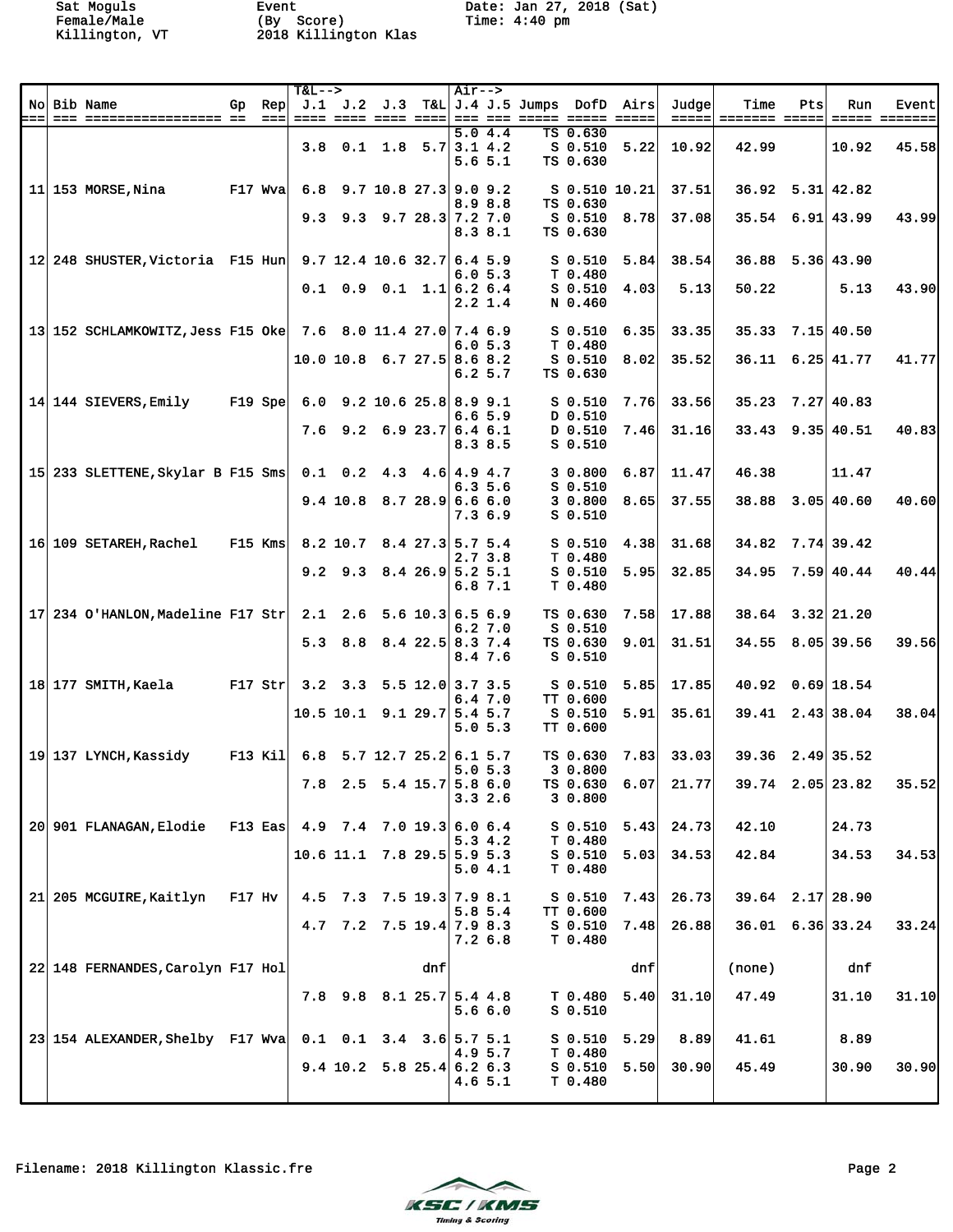Sat Moguls
Female/Male
Killington, VT

Event
(By Score)
2018 Killington Klas

Date: Jan 27, 2018 (Sat)
Time: 4:40 pm

| No | Bib | Name | Gp | Rep | T&L--> J.1 | J.2 | J.3 | T&L | Air--> J.4 | J.5 | Jumps | DofD | Airs | Judge | Time | Pts | Run | Event |
|---|---|---|---|---|---|---|---|---|---|---|---|---|---|---|---|---|---|---|
| | | | | | | | | | 5.0 | 4.4 | TS | 0.630 | | | | | | |
| | | | | | 3.8 | 0.1 | 1.8 | 5.7 | 3.1 | 4.2 | S | 0.510 | 5.22 | 10.92 | 42.99 | | 10.92 | 45.58 |
| | | | | | | | | | 5.6 | 5.1 | TS | 0.630 | | | | | | |
| 11 | 153 | MORSE,Nina | F17 | Wva | 6.8 | 9.7 | 10.8 | 27.3 | 9.0 | 9.2 | S | 0.510 | 10.21 | 37.51 | 36.92 | 5.31 | 42.82 | |
| | | | | | | | | | 8.9 | 8.8 | TS | 0.630 | | | | | | |
| | | | | | 9.3 | 9.3 | 9.7 | 28.3 | 7.2 | 7.0 | S | 0.510 | 8.78 | 37.08 | 35.54 | 6.91 | 43.99 | 43.99 |
| | | | | | | | | | 8.3 | 8.1 | TS | 0.630 | | | | | | |
| 12 | 248 | SHUSTER,Victoria | F15 | Hun | 9.7 | 12.4 | 10.6 | 32.7 | 6.4 | 5.9 | S | 0.510 | 5.84 | 38.54 | 36.88 | 5.36 | 43.90 | |
| | | | | | | | | | 6.0 | 5.3 | T | 0.480 | | | | | | |
| | | | | | 0.1 | 0.9 | 0.1 | 1.1 | 6.2 | 6.4 | S | 0.510 | 4.03 | 5.13 | 50.22 | | 5.13 | 43.90 |
| | | | | | | | | | 2.2 | 1.4 | N | 0.460 | | | | | | |
| 13 | 152 | SCHLAMKOWITZ,Jess | F15 | Oke | 7.6 | 8.0 | 11.4 | 27.0 | 7.4 | 6.9 | S | 0.510 | 6.35 | 33.35 | 35.33 | 7.15 | 40.50 | |
| | | | | | | | | | 6.0 | 5.3 | T | 0.480 | | | | | | |
| | | | | | 10.0 | 10.8 | 6.7 | 27.5 | 8.6 | 8.2 | S | 0.510 | 8.02 | 35.52 | 36.11 | 6.25 | 41.77 | 41.77 |
| | | | | | | | | | 6.2 | 5.7 | TS | 0.630 | | | | | | |
| 14 | 144 | SIEVERS,Emily | F19 | Spe | 6.0 | 9.2 | 10.6 | 25.8 | 8.9 | 9.1 | S | 0.510 | 7.76 | 33.56 | 35.23 | 7.27 | 40.83 | |
| | | | | | | | | | 6.6 | 5.9 | D | 0.510 | | | | | | |
| | | | | | 7.6 | 9.2 | 6.9 | 23.7 | 6.4 | 6.1 | D | 0.510 | 7.46 | 31.16 | 33.43 | 9.35 | 40.51 | 40.83 |
| | | | | | | | | | 8.3 | 8.5 | S | 0.510 | | | | | | |
| 15 | 233 | SLETTENE,Skylar B | F15 | Sms | 0.1 | 0.2 | 4.3 | 4.6 | 4.9 | 4.7 | 3 | 0.800 | 6.87 | 11.47 | 46.38 | | 11.47 | |
| | | | | | | | | | 6.3 | 5.6 | S | 0.510 | | | | | | |
| | | | | | 9.4 | 10.8 | 8.7 | 28.9 | 6.6 | 6.0 | 3 | 0.800 | 8.65 | 37.55 | 38.88 | 3.05 | 40.60 | 40.60 |
| | | | | | | | | | 7.3 | 6.9 | S | 0.510 | | | | | | |
| 16 | 109 | SETAREH,Rachel | F15 | Kms | 8.2 | 10.7 | 8.4 | 27.3 | 5.7 | 5.4 | S | 0.510 | 4.38 | 31.68 | 34.82 | 7.74 | 39.42 | |
| | | | | | | | | | 2.7 | 3.8 | T | 0.480 | | | | | | |
| | | | | | 9.2 | 9.3 | 8.4 | 26.9 | 5.2 | 5.1 | S | 0.510 | 5.95 | 32.85 | 34.95 | 7.59 | 40.44 | 40.44 |
| | | | | | | | | | 6.8 | 7.1 | T | 0.480 | | | | | | |
| 17 | 234 | O'HANLON,Madeline | F17 | Str | 2.1 | 2.6 | 5.6 | 10.3 | 6.5 | 6.9 | TS | 0.630 | 7.58 | 17.88 | 38.64 | 3.32 | 21.20 | |
| | | | | | | | | | 6.2 | 7.0 | S | 0.510 | | | | | | |
| | | | | | 5.3 | 8.8 | 8.4 | 22.5 | 8.3 | 7.4 | TS | 0.630 | 9.01 | 31.51 | 34.55 | 8.05 | 39.56 | 39.56 |
| | | | | | | | | | 8.4 | 7.6 | S | 0.510 | | | | | | |
| 18 | 177 | SMITH,Kaela | F17 | Str | 3.2 | 3.3 | 5.5 | 12.0 | 3.7 | 3.5 | S | 0.510 | 5.85 | 17.85 | 40.92 | 0.69 | 18.54 | |
| | | | | | | | | | 6.4 | 7.0 | TT | 0.600 | | | | | | |
| | | | | | 10.5 | 10.1 | 9.1 | 29.7 | 5.4 | 5.7 | S | 0.510 | 5.91 | 35.61 | 39.41 | 2.43 | 38.04 | 38.04 |
| | | | | | | | | | 5.0 | 5.3 | TT | 0.600 | | | | | | |
| 19 | 137 | LYNCH,Kassidy | F13 | Kil | 6.8 | 5.7 | 12.7 | 25.2 | 6.1 | 5.7 | TS | 0.630 | 7.83 | 33.03 | 39.36 | 2.49 | 35.52 | |
| | | | | | | | | | 5.0 | 5.3 | 3 | 0.800 | | | | | | |
| | | | | | 7.8 | 2.5 | 5.4 | 15.7 | 5.8 | 6.0 | TS | 0.630 | 6.07 | 21.77 | 39.74 | 2.05 | 23.82 | 35.52 |
| | | | | | | | | | 3.3 | 2.6 | 3 | 0.800 | | | | | | |
| 20 | 901 | FLANAGAN,Elodie | F13 | Eas | 4.9 | 7.4 | 7.0 | 19.3 | 6.0 | 6.4 | S | 0.510 | 5.43 | 24.73 | 42.10 | | 24.73 | |
| | | | | | | | | | 5.3 | 4.2 | T | 0.480 | | | | | | |
| | | | | | 10.6 | 11.1 | 7.8 | 29.5 | 5.9 | 5.3 | S | 0.510 | 5.03 | 34.53 | 42.84 | | 34.53 | 34.53 |
| | | | | | | | | | 5.0 | 4.1 | T | 0.480 | | | | | | |
| 21 | 205 | MCGUIRE,Kaitlyn | F17 | Hv | 4.5 | 7.3 | 7.5 | 19.3 | 7.9 | 8.1 | S | 0.510 | 7.43 | 26.73 | 39.64 | 2.17 | 28.90 | |
| | | | | | | | | | 5.8 | 5.4 | TT | 0.600 | | | | | | |
| | | | | | 4.7 | 7.2 | 7.5 | 19.4 | 7.9 | 8.3 | S | 0.510 | 7.48 | 26.88 | 36.01 | 6.36 | 33.24 | 33.24 |
| | | | | | | | | | 7.2 | 6.8 | T | 0.480 | | | | | | |
| 22 | 148 | FERNANDES,Carolyn | F17 | Hol | | | | dnf | | | | | dnf | | (none) | | dnf | |
| | | | | | 7.8 | 9.8 | 8.1 | 25.7 | 5.4 | 4.8 | T | 0.480 | 5.40 | 31.10 | 47.49 | | 31.10 | 31.10 |
| | | | | | | | | | 5.6 | 6.0 | S | 0.510 | | | | | | |
| 23 | 154 | ALEXANDER,Shelby | F17 | Wva | 0.1 | 0.1 | 3.4 | 3.6 | 5.7 | 5.1 | S | 0.510 | 5.29 | 8.89 | 41.61 | | 8.89 | |
| | | | | | | | | | 4.9 | 5.7 | T | 0.480 | | | | | | |
| | | | | | 9.4 | 10.2 | 5.8 | 25.4 | 6.2 | 6.3 | S | 0.510 | 5.50 | 30.90 | 45.49 | | 30.90 | 30.90 |
| | | | | | | | | | 4.6 | 5.1 | T | 0.480 | | | | | | |

Filename: 2018 Killington Klassic.fre

KSC / KMS Timing & Scoring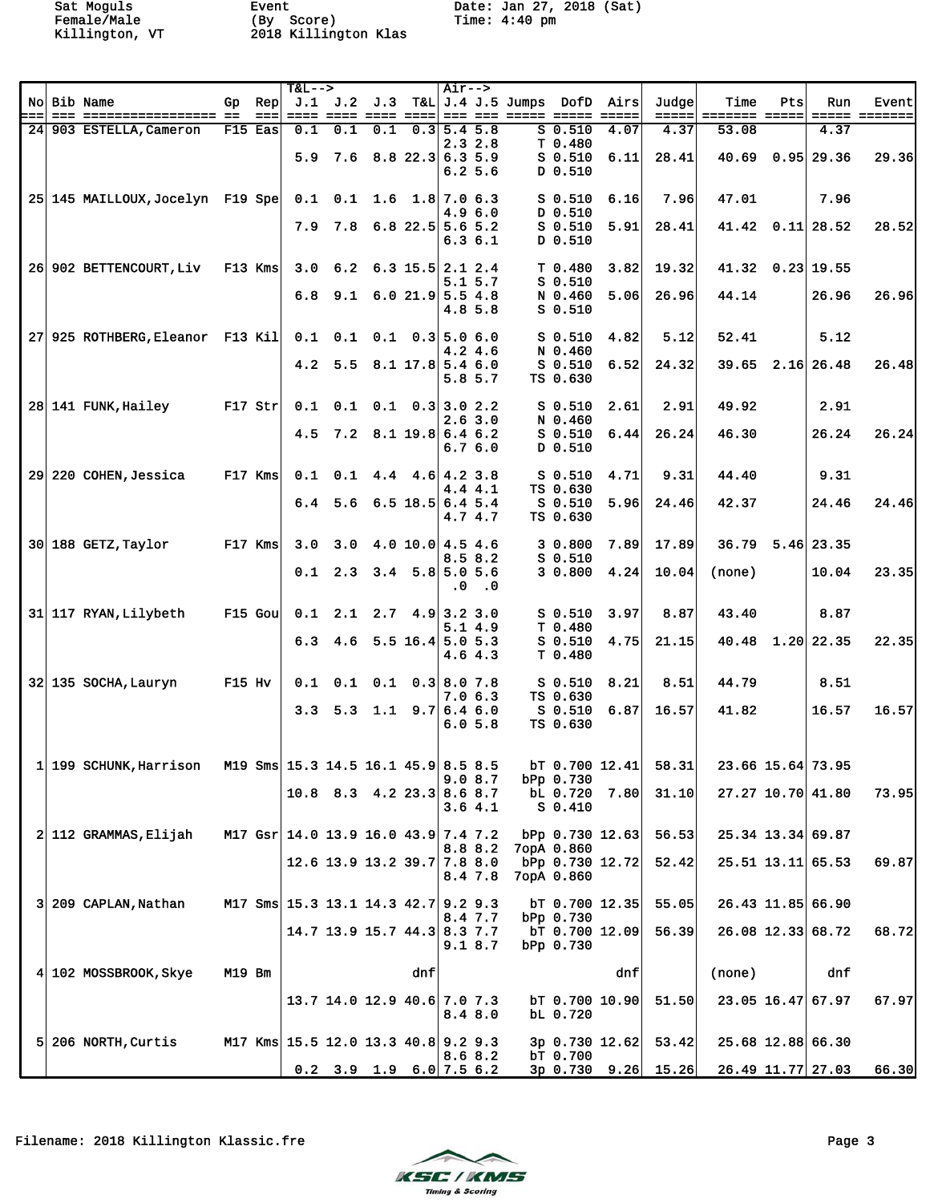Sat Moguls
Female/Male
Killington, VT

Event
(By Score)
2018 Killington Klas

Date: Jan 27, 2018 (Sat)
Time: 4:40 pm

| No | Bib | Name | Gp | Rep | J.1 | J.2 | J.3 | T&L | J.4 | J.5 | Jumps | DofD | Airs | Judge | Time | Pts | Run | Event |
|---|---|---|---|---|---|---|---|---|---|---|---|---|---|---|---|---|---|---|
| 24 | 903 | ESTELLA,Cameron | F15 | Eas | 0.1 | 0.1 | 0.1 | 0.3 | 5.4 | 5.8 | S | 0.510 | 4.07 | 4.37 | 53.08 | | 4.37 | |
| | | | | | | | | | 2.3 | 2.8 | T | 0.480 | | | | | | |
| | | | | | 5.9 | 7.6 | 8.8 | 22.3 | 6.3 | 5.9 | S | 0.510 | 6.11 | 28.41 | 40.69 | 0.95 | 29.36 | 29.36 |
| | | | | | | | | | 6.2 | 5.6 | D | 0.510 | | | | | | |
| 25 | 145 | MAILLOUX,Jocelyn | F19 | Spe | 0.1 | 0.1 | 1.6 | 1.8 | 7.0 | 6.3 | S | 0.510 | 6.16 | 7.96 | 47.01 | | 7.96 | |
| | | | | | | | | | 4.9 | 6.0 | D | 0.510 | | | | | | |
| | | | | | 7.9 | 7.8 | 6.8 | 22.5 | 5.6 | 5.2 | S | 0.510 | 5.91 | 28.41 | 41.42 | 0.11 | 28.52 | 28.52 |
| | | | | | | | | | 6.3 | 6.1 | D | 0.510 | | | | | | |
| 26 | 902 | BETTENCOURT,Liv | F13 | Kms | 3.0 | 6.2 | 6.3 | 15.5 | 2.1 | 2.4 | T | 0.480 | 3.82 | 19.32 | 41.32 | 0.23 | 19.55 | |
| | | | | | | | | | 5.1 | 5.7 | S | 0.510 | | | | | | |
| | | | | | 6.8 | 9.1 | 6.0 | 21.9 | 5.5 | 4.8 | N | 0.460 | 5.06 | 26.96 | 44.14 | | 26.96 | 26.96 |
| | | | | | | | | | 4.8 | 5.8 | S | 0.510 | | | | | | |
| 27 | 925 | ROTHBERG,Eleanor | F13 | Kil | 0.1 | 0.1 | 0.1 | 0.3 | 5.0 | 6.0 | S | 0.510 | 4.82 | 5.12 | 52.41 | | 5.12 | |
| | | | | | | | | | 4.2 | 4.6 | N | 0.460 | | | | | | |
| | | | | | 4.2 | 5.5 | 8.1 | 17.8 | 5.4 | 6.0 | S | 0.510 | 6.52 | 24.32 | 39.65 | 2.16 | 26.48 | 26.48 |
| | | | | | | | | | 5.8 | 5.7 | TS | 0.630 | | | | | | |
| 28 | 141 | FUNK,Hailey | F17 | Str | 0.1 | 0.1 | 0.1 | 0.3 | 3.0 | 2.2 | S | 0.510 | 2.61 | 2.91 | 49.92 | | 2.91 | |
| | | | | | | | | | 2.6 | 3.0 | N | 0.460 | | | | | | |
| | | | | | 4.5 | 7.2 | 8.1 | 19.8 | 6.4 | 6.2 | S | 0.510 | 6.44 | 26.24 | 46.30 | | 26.24 | 26.24 |
| | | | | | | | | | 6.7 | 6.0 | D | 0.510 | | | | | | |
| 29 | 220 | COHEN,Jessica | F17 | Kms | 0.1 | 0.1 | 4.4 | 4.6 | 4.2 | 3.8 | S | 0.510 | 4.71 | 9.31 | 44.40 | | 9.31 | |
| | | | | | | | | | 4.4 | 4.1 | TS | 0.630 | | | | | | |
| | | | | | 6.4 | 5.6 | 6.5 | 18.5 | 6.4 | 5.4 | S | 0.510 | 5.96 | 24.46 | 42.37 | | 24.46 | 24.46 |
| | | | | | | | | | 4.7 | 4.7 | TS | 0.630 | | | | | | |
| 30 | 188 | GETZ,Taylor | F17 | Kms | 3.0 | 3.0 | 4.0 | 10.0 | 4.5 | 4.6 | 3 | 0.800 | 7.89 | 17.89 | 36.79 | 5.46 | 23.35 | |
| | | | | | | | | | 8.5 | 8.2 | S | 0.510 | | | | | | |
| | | | | | 0.1 | 2.3 | 3.4 | 5.8 | 5.0 | 5.6 | 3 | 0.800 | 4.24 | 10.04 | (none) | | 10.04 | 23.35 |
| | | | | | | | | | .0 | .0 | | | | | | | | |
| 31 | 117 | RYAN,Lilybeth | F15 | Gou | 0.1 | 2.1 | 2.7 | 4.9 | 3.2 | 3.0 | S | 0.510 | 3.97 | 8.87 | 43.40 | | 8.87 | |
| | | | | | | | | | 5.1 | 4.9 | T | 0.480 | | | | | | |
| | | | | | 6.3 | 4.6 | 5.5 | 16.4 | 5.0 | 5.3 | S | 0.510 | 4.75 | 21.15 | 40.48 | 1.20 | 22.35 | 22.35 |
| | | | | | | | | | 4.6 | 4.3 | T | 0.480 | | | | | | |
| 32 | 135 | SOCHA,Lauryn | F15 | Hv | 0.1 | 0.1 | 0.1 | 0.3 | 8.0 | 7.8 | S | 0.510 | 8.21 | 8.51 | 44.79 | | 8.51 | |
| | | | | | | | | | 7.0 | 6.3 | TS | 0.630 | | | | | | |
| | | | | | 3.3 | 5.3 | 1.1 | 9.7 | 6.4 | 6.0 | S | 0.510 | 6.87 | 16.57 | 41.82 | | 16.57 | 16.57 |
| | | | | | | | | | 6.0 | 5.8 | TS | 0.630 | | | | | | |
| 1 | 199 | SCHUNK,Harrison | M19 | Sms | 15.3 | 14.5 | 16.1 | 45.9 | 8.5 | 8.5 | bT | 0.700 | 12.41 | 58.31 | 23.66 | 15.64 | 73.95 | |
| | | | | | | | | | 9.0 | 8.7 | bPp | 0.730 | | | | | | |
| | | | | | 10.8 | 8.3 | 4.2 | 23.3 | 8.6 | 8.7 | bL | 0.720 | 7.80 | 31.10 | 27.27 | 10.70 | 41.80 | 73.95 |
| | | | | | | | | | 3.6 | 4.1 | S | 0.410 | | | | | | |
| 2 | 112 | GRAMMAS,Elijah | M17 | Gsr | 14.0 | 13.9 | 16.0 | 43.9 | 7.4 | 7.2 | bPp | 0.730 | 12.63 | 56.53 | 25.34 | 13.34 | 69.87 | |
| | | | | | | | | | 8.8 | 8.2 | 7opA | 0.860 | | | | | | |
| | | | | | 12.6 | 13.9 | 13.2 | 39.7 | 7.8 | 8.0 | bPp | 0.730 | 12.72 | 52.42 | 25.51 | 13.11 | 65.53 | 69.87 |
| | | | | | | | | | 8.4 | 7.8 | 7opA | 0.860 | | | | | | |
| 3 | 209 | CAPLAN,Nathan | M17 | Sms | 15.3 | 13.1 | 14.3 | 42.7 | 9.2 | 9.3 | bT | 0.700 | 12.35 | 55.05 | 26.43 | 11.85 | 66.90 | |
| | | | | | | | | | 8.4 | 7.7 | bPp | 0.730 | | | | | | |
| | | | | | 14.7 | 13.9 | 15.7 | 44.3 | 8.3 | 7.7 | bT | 0.700 | 12.09 | 56.39 | 26.08 | 12.33 | 68.72 | 68.72 |
| | | | | | | | | | 9.1 | 8.7 | bPp | 0.730 | | | | | | |
| 4 | 102 | MOSSBROOK,Skye | M19 | Bm | | | | dnf | | | | | dnf | | (none) | | dnf | |
| | | | | | 13.7 | 14.0 | 12.9 | 40.6 | 7.0 | 7.3 | bT | 0.700 | 10.90 | 51.50 | 23.05 | 16.47 | 67.97 | 67.97 |
| | | | | | | | | | 8.4 | 8.0 | bL | 0.720 | | | | | | |
| 5 | 206 | NORTH,Curtis | M17 | Kms | 15.5 | 12.0 | 13.3 | 40.8 | 9.2 | 9.3 | 3p | 0.730 | 12.62 | 53.42 | 25.68 | 12.88 | 66.30 | |
| | | | | | | | | | 8.6 | 8.2 | bT | 0.700 | | | | | | |
| | | | | | 0.2 | 3.9 | 1.9 | 6.0 | 7.5 | 6.2 | 3p | 0.730 | 9.26 | 15.26 | 26.49 | 11.77 | 27.03 | 66.30 |

Filename: 2018 Killington Klassic.fre

KSC / KMS Timing & Scoring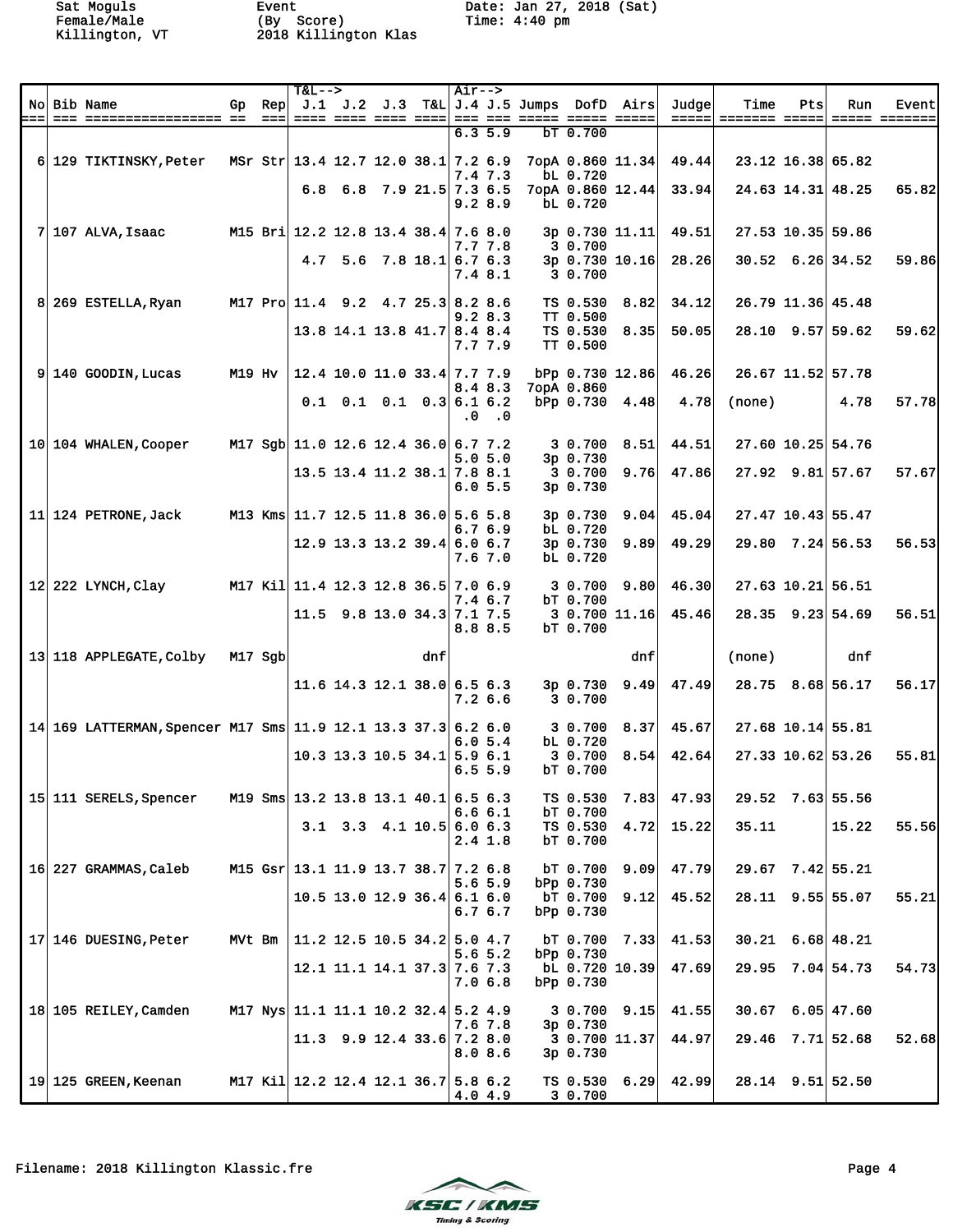Sat Moguls
Female/Male
Killington, VT

Event
(By Score)
2018 Killington Klas

Date: Jan 27, 2018 (Sat)
Time: 4:40 pm

| No | Bib | Name | Gp | Rep | T&L--> J.1 | J.2 | J.3 | T&L | Air--> J.4 | J.5 | Jumps | DofD | Airs | Judge | Time | Pts | Run | Event |
|---|---|---|---|---|---|---|---|---|---|---|---|---|---|---|---|---|---|---|
| | | | | | | | | | 6.3 | 5.9 | bT | 0.700 | | | | | | |
| 6 | 129 | TIKTINSKY,Peter | MSr | Str | 13.4 | 12.7 | 12.0 | 38.1 | 7.2 | 6.9 | 7opA | 0.860 | 11.34 | 49.44 | 23.12 | 16.38 | 65.82 | |
| | | | | | | | | | 7.4 | 7.3 | bL | 0.720 | | | | | | |
| | | | | | 6.8 | 6.8 | 7.9 | 21.5 | 7.3 | 6.5 | 7opA | 0.860 | 12.44 | 33.94 | 24.63 | 14.31 | 48.25 | 65.82 |
| | | | | | | | | | 9.2 | 8.9 | bL | 0.720 | | | | | | |
| 7 | 107 | ALVA,Isaac | M15 | Bri | 12.2 | 12.8 | 13.4 | 38.4 | 7.6 | 8.0 | 3p | 0.730 | 11.11 | 49.51 | 27.53 | 10.35 | 59.86 | |
| | | | | | | | | | 7.7 | 7.8 | 3 | 0.700 | | | | | | |
| | | | | | 4.7 | 5.6 | 7.8 | 18.1 | 6.7 | 6.3 | 3p | 0.730 | 10.16 | 28.26 | 30.52 | 6.26 | 34.52 | 59.86 |
| | | | | | | | | | 7.4 | 8.1 | 3 | 0.700 | | | | | | |
| 8 | 269 | ESTELLA,Ryan | M17 | Pro | 11.4 | 9.2 | 4.7 | 25.3 | 8.2 | 8.6 | TS | 0.530 | 8.82 | 34.12 | 26.79 | 11.36 | 45.48 | |
| | | | | | | | | | 9.2 | 8.3 | TT | 0.500 | | | | | | |
| | | | | | 13.8 | 14.1 | 13.8 | 41.7 | 8.4 | 8.4 | TS | 0.530 | 8.35 | 50.05 | 28.10 | 9.57 | 59.62 | 59.62 |
| | | | | | | | | | 7.7 | 7.9 | TT | 0.500 | | | | | | |
| 9 | 140 | GOODIN,Lucas | M19 | Hv | 12.4 | 10.0 | 11.0 | 33.4 | 7.7 | 7.9 | bPp | 0.730 | 12.86 | 46.26 | 26.67 | 11.52 | 57.78 | |
| | | | | | | | | | 8.4 | 8.3 | 7opA | 0.860 | | | | | | |
| | | | | | 0.1 | 0.1 | 0.1 | 0.3 | 6.1 | 6.2 | bPp | 0.730 | 4.48 | 4.78 | (none) | | 4.78 | 57.78 |
| | | | | | | | | | .0 | .0 | | | | | | | | |
| 10 | 104 | WHALEN,Cooper | M17 | Sgb | 11.0 | 12.6 | 12.4 | 36.0 | 6.7 | 7.2 | 3 | 0.700 | 8.51 | 44.51 | 27.60 | 10.25 | 54.76 | |
| | | | | | | | | | 5.0 | 5.0 | 3p | 0.730 | | | | | | |
| | | | | | 13.5 | 13.4 | 11.2 | 38.1 | 7.8 | 8.1 | 3 | 0.700 | 9.76 | 47.86 | 27.92 | 9.81 | 57.67 | 57.67 |
| | | | | | | | | | 6.0 | 5.5 | 3p | 0.730 | | | | | | |
| 11 | 124 | PETRONE,Jack | M13 | Kms | 11.7 | 12.5 | 11.8 | 36.0 | 5.6 | 5.8 | 3p | 0.730 | 9.04 | 45.04 | 27.47 | 10.43 | 55.47 | |
| | | | | | | | | | 6.7 | 6.9 | bL | 0.720 | | | | | | |
| | | | | | 12.9 | 13.3 | 13.2 | 39.4 | 6.0 | 6.7 | 3p | 0.730 | 9.89 | 49.29 | 29.80 | 7.24 | 56.53 | 56.53 |
| | | | | | | | | | 7.6 | 7.0 | bL | 0.720 | | | | | | |
| 12 | 222 | LYNCH,Clay | M17 | Kil | 11.4 | 12.3 | 12.8 | 36.5 | 7.0 | 6.9 | 3 | 0.700 | 9.80 | 46.30 | 27.63 | 10.21 | 56.51 | |
| | | | | | | | | | 7.4 | 6.7 | bT | 0.700 | | | | | | |
| | | | | | 11.5 | 9.8 | 13.0 | 34.3 | 7.1 | 7.5 | 3 | 0.700 | 11.16 | 45.46 | 28.35 | 9.23 | 54.69 | 56.51 |
| | | | | | | | | | 8.8 | 8.5 | bT | 0.700 | | | | | | |
| 13 | 118 | APPLEGATE,Colby | M17 | Sgb | | | | dnf | | | | | dnf | | (none) | | dnf | |
| | | | | | 11.6 | 14.3 | 12.1 | 38.0 | 6.5 | 6.3 | 3p | 0.730 | 9.49 | 47.49 | 28.75 | 8.68 | 56.17 | 56.17 |
| | | | | | | | | | 7.2 | 6.6 | 3 | 0.700 | | | | | | |
| 14 | 169 | LATTERMAN,Spencer | M17 | Sms | 11.9 | 12.1 | 13.3 | 37.3 | 6.2 | 6.0 | 3 | 0.700 | 8.37 | 45.67 | 27.68 | 10.14 | 55.81 | |
| | | | | | | | | | 6.0 | 5.4 | bL | 0.720 | | | | | | |
| | | | | | 10.3 | 13.3 | 10.5 | 34.1 | 5.9 | 6.1 | 3 | 0.700 | 8.54 | 42.64 | 27.33 | 10.62 | 53.26 | 55.81 |
| | | | | | | | | | 6.5 | 5.9 | bT | 0.700 | | | | | | |
| 15 | 111 | SERELS,Spencer | M19 | Sms | 13.2 | 13.8 | 13.1 | 40.1 | 6.5 | 6.3 | TS | 0.530 | 7.83 | 47.93 | 29.52 | 7.63 | 55.56 | |
| | | | | | | | | | 6.6 | 6.1 | bT | 0.700 | | | | | | |
| | | | | | 3.1 | 3.3 | 4.1 | 10.5 | 6.0 | 6.3 | TS | 0.530 | 4.72 | 15.22 | 35.11 | | 15.22 | 55.56 |
| | | | | | | | | | 2.4 | 1.8 | bT | 0.700 | | | | | | |
| 16 | 227 | GRAMMAS,Caleb | M15 | Gsr | 13.1 | 11.9 | 13.7 | 38.7 | 7.2 | 6.8 | bT | 0.700 | 9.09 | 47.79 | 29.67 | 7.42 | 55.21 | |
| | | | | | | | | | 5.6 | 5.9 | bPp | 0.730 | | | | | | |
| | | | | | 10.5 | 13.0 | 12.9 | 36.4 | 6.1 | 6.0 | bT | 0.700 | 9.12 | 45.52 | 28.11 | 9.55 | 55.07 | 55.21 |
| | | | | | | | | | 6.7 | 6.7 | bPp | 0.730 | | | | | | |
| 17 | 146 | DUESING,Peter | MVt | Bm | 11.2 | 12.5 | 10.5 | 34.2 | 5.0 | 4.7 | bT | 0.700 | 7.33 | 41.53 | 30.21 | 6.68 | 48.21 | |
| | | | | | | | | | 5.6 | 5.2 | bPp | 0.730 | | | | | | |
| | | | | | 12.1 | 11.1 | 14.1 | 37.3 | 7.6 | 7.3 | bL | 0.720 | 10.39 | 47.69 | 29.95 | 7.04 | 54.73 | 54.73 |
| | | | | | | | | | 7.0 | 6.8 | bPp | 0.730 | | | | | | |
| 18 | 105 | REILEY,Camden | M17 | Nys | 11.1 | 11.1 | 10.2 | 32.4 | 5.2 | 4.9 | 3 | 0.700 | 9.15 | 41.55 | 30.67 | 6.05 | 47.60 | |
| | | | | | | | | | 7.6 | 7.8 | 3p | 0.730 | | | | | | |
| | | | | | 11.3 | 9.9 | 12.4 | 33.6 | 7.2 | 8.0 | 3 | 0.700 | 11.37 | 44.97 | 29.46 | 7.71 | 52.68 | 52.68 |
| | | | | | | | | | 8.0 | 8.6 | 3p | 0.730 | | | | | | |
| 19 | 125 | GREEN,Keenan | M17 | Kil | 12.2 | 12.4 | 12.1 | 36.7 | 5.8 | 6.2 | TS | 0.530 | 6.29 | 42.99 | 28.14 | 9.51 | 52.50 | |
| | | | | | | | | | 4.0 | 4.9 | 3 | 0.700 | | | | | | |

Filename: 2018 Killington Klassic.fre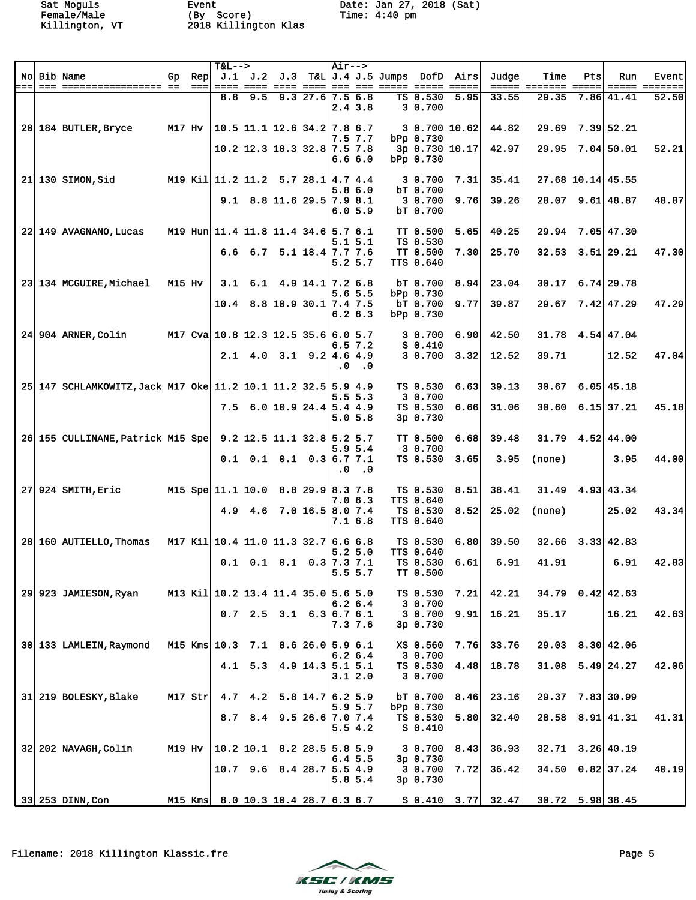Sat Moguls
Female/Male
Killington, VT

Event
(By Score)
2018 Killington Klas

Date: Jan 27, 2018 (Sat)
Time: 4:40 pm

| No | Bib | Name | Gp | Rep | T&L--> J.1 | J.2 | J.3 | T&L | Air--> J.4 | J.5 | Jumps | DofD | Airs | Judge | Time | Pts | Run | Event |
|---|---|---|---|---|---|---|---|---|---|---|---|---|---|---|---|---|---|---|
| | | | | | 8.8 | 9.5 | 9.3 | 27.6 | 7.5 | 6.8 | TS | 0.530 | 5.95 | 33.55 | 29.35 | 7.86 | 41.41 | 52.50 |
| | | | | | | | | | 2.4 | 3.8 | 3 | 0.700 | | | | | | |
| 20 | 184 | BUTLER,Bryce | M17 | Hv | 10.5 | 11.1 | 12.6 | 34.2 | 7.8 | 6.7 | 3 | 0.700 | 10.62 | 44.82 | 29.69 | 7.39 | 52.21 | |
| | | | | | | | | | 7.5 | 7.7 | bPp | 0.730 | | | | | | |
| | | | | | 10.2 | 12.3 | 10.3 | 32.8 | 7.5 | 7.8 | 3p | 0.730 | 10.17 | 42.97 | 29.95 | 7.04 | 50.01 | 52.21 |
| | | | | | | | | | 6.6 | 6.0 | bPp | 0.730 | | | | | | |
| 21 | 130 | SIMON,Sid | M19 | Kil | 11.2 | 11.2 | 5.7 | 28.1 | 4.7 | 4.4 | 3 | 0.700 | 7.31 | 35.41 | 27.68 | 10.14 | 45.55 | |
| | | | | | | | | | 5.8 | 6.0 | bT | 0.700 | | | | | | |
| | | | | | 9.1 | 8.8 | 11.6 | 29.5 | 7.9 | 8.1 | 3 | 0.700 | 9.76 | 39.26 | 28.07 | 9.61 | 48.87 | 48.87 |
| | | | | | | | | | 6.0 | 5.9 | bT | 0.700 | | | | | | |
| 22 | 149 | AVAGNANO,Lucas | M19 | Hun | 11.4 | 11.8 | 11.4 | 34.6 | 5.7 | 6.1 | TT | 0.500 | 5.65 | 40.25 | 29.94 | 7.05 | 47.30 | |
| | | | | | | | | | 5.1 | 5.1 | TS | 0.530 | | | | | | |
| | | | | | 6.6 | 6.7 | 5.1 | 18.4 | 7.7 | 7.6 | TT | 0.500 | 7.30 | 25.70 | 32.53 | 3.51 | 29.21 | 47.30 |
| | | | | | | | | | 5.2 | 5.7 | TTS | 0.640 | | | | | | |
| 23 | 134 | MCGUIRE,Michael | M15 | Hv | 3.1 | 6.1 | 4.9 | 14.1 | 7.2 | 6.8 | bT | 0.700 | 8.94 | 23.04 | 30.17 | 6.74 | 29.78 | |
| | | | | | | | | | 5.6 | 5.5 | bPp | 0.730 | | | | | | |
| | | | | | 10.4 | 8.8 | 10.9 | 30.1 | 7.4 | 7.5 | bT | 0.700 | 9.77 | 39.87 | 29.67 | 7.42 | 47.29 | 47.29 |
| | | | | | | | | | 6.2 | 6.3 | bPp | 0.730 | | | | | | |
| 24 | 904 | ARNER,Colin | M17 | Cva | 10.8 | 12.3 | 12.5 | 35.6 | 6.0 | 5.7 | 3 | 0.700 | 6.90 | 42.50 | 31.78 | 4.54 | 47.04 | |
| | | | | | | | | | 6.5 | 7.2 | S | 0.410 | | | | | | |
| | | | | | 2.1 | 4.0 | 3.1 | 9.2 | 4.6 | 4.9 | 3 | 0.700 | 3.32 | 12.52 | 39.71 | | 12.52 | 47.04 |
| | | | | | | | | | .0 | .0 | | | | | | | | |
| 25 | 147 | SCHLAMKOWITZ,Jack | M17 | Oke | 11.2 | 10.1 | 11.2 | 32.5 | 5.9 | 4.9 | TS | 0.530 | 6.63 | 39.13 | 30.67 | 6.05 | 45.18 | |
| | | | | | | | | | 5.5 | 5.3 | 3 | 0.700 | | | | | | |
| | | | | | 7.5 | 6.0 | 10.9 | 24.4 | 5.4 | 4.9 | TS | 0.530 | 6.66 | 31.06 | 30.60 | 6.15 | 37.21 | 45.18 |
| | | | | | | | | | 5.0 | 5.8 | 3p | 0.730 | | | | | | |
| 26 | 155 | CULLINANE,Patrick | M15 | Spe | 9.2 | 12.5 | 11.1 | 32.8 | 5.2 | 5.7 | TT | 0.500 | 6.68 | 39.48 | 31.79 | 4.52 | 44.00 | |
| | | | | | | | | | 5.9 | 5.4 | 3 | 0.700 | | | | | | |
| | | | | | 0.1 | 0.1 | 0.1 | 0.3 | 6.7 | 7.1 | TS | 0.530 | 3.65 | 3.95 | (none) | | 3.95 | 44.00 |
| | | | | | | | | | .0 | .0 | | | | | | | | |
| 27 | 924 | SMITH,Eric | M15 | Spe | 11.1 | 10.0 | 8.8 | 29.9 | 8.3 | 7.8 | TS | 0.530 | 8.51 | 38.41 | 31.49 | 4.93 | 43.34 | |
| | | | | | | | | | 7.0 | 6.3 | TTS | 0.640 | | | | | | |
| | | | | | 4.9 | 4.6 | 7.0 | 16.5 | 8.0 | 7.4 | TS | 0.530 | 8.52 | 25.02 | (none) | | 25.02 | 43.34 |
| | | | | | | | | | 7.1 | 6.8 | TTS | 0.640 | | | | | | |
| 28 | 160 | AUTIELLO,Thomas | M17 | Kil | 10.4 | 11.0 | 11.3 | 32.7 | 6.6 | 6.8 | TS | 0.530 | 6.80 | 39.50 | 32.66 | 3.33 | 42.83 | |
| | | | | | | | | | 5.2 | 5.0 | TTS | 0.640 | | | | | | |
| | | | | | 0.1 | 0.1 | 0.1 | 0.3 | 7.3 | 7.1 | TS | 0.530 | 6.61 | 6.91 | 41.91 | | 6.91 | 42.83 |
| | | | | | | | | | 5.5 | 5.7 | TT | 0.500 | | | | | | |
| 29 | 923 | JAMIESON,Ryan | M13 | Kil | 10.2 | 13.4 | 11.4 | 35.0 | 5.6 | 5.0 | TS | 0.530 | 7.21 | 42.21 | 34.79 | 0.42 | 42.63 | |
| | | | | | | | | | 6.2 | 6.4 | 3 | 0.700 | | | | | | |
| | | | | | 0.7 | 2.5 | 3.1 | 6.3 | 6.7 | 6.1 | 3 | 0.700 | 9.91 | 16.21 | 35.17 | | 16.21 | 42.63 |
| | | | | | | | | | 7.3 | 7.6 | 3p | 0.730 | | | | | | |
| 30 | 133 | LAMLEIN,Raymond | M15 | Kms | 10.3 | 7.1 | 8.6 | 26.0 | 5.9 | 6.1 | XS | 0.560 | 7.76 | 33.76 | 29.03 | 8.30 | 42.06 | |
| | | | | | | | | | 6.2 | 6.4 | 3 | 0.700 | | | | | | |
| | | | | | 4.1 | 5.3 | 4.9 | 14.3 | 5.1 | 5.1 | TS | 0.530 | 4.48 | 18.78 | 31.08 | 5.49 | 24.27 | 42.06 |
| | | | | | | | | | 3.1 | 2.0 | 3 | 0.700 | | | | | | |
| 31 | 219 | BOLESKY,Blake | M17 | Str | 4.7 | 4.2 | 5.8 | 14.7 | 6.2 | 5.9 | bT | 0.700 | 8.46 | 23.16 | 29.37 | 7.83 | 30.99 | |
| | | | | | | | | | 5.9 | 5.7 | bPp | 0.730 | | | | | | |
| | | | | | 8.7 | 8.4 | 9.5 | 26.6 | 7.0 | 7.4 | TS | 0.530 | 5.80 | 32.40 | 28.58 | 8.91 | 41.31 | 41.31 |
| | | | | | | | | | 5.5 | 4.2 | S | 0.410 | | | | | | |
| 32 | 202 | NAVAGH,Colin | M19 | Hv | 10.2 | 10.1 | 8.2 | 28.5 | 5.8 | 5.9 | 3 | 0.700 | 8.43 | 36.93 | 32.71 | 3.26 | 40.19 | |
| | | | | | | | | | 6.4 | 5.5 | 3p | 0.730 | | | | | | |
| | | | | | 10.7 | 9.6 | 8.4 | 28.7 | 5.5 | 4.9 | 3 | 0.700 | 7.72 | 36.42 | 34.50 | 0.82 | 37.24 | 40.19 |
| | | | | | | | | | 5.8 | 5.4 | 3p | 0.730 | | | | | | |
| 33 | 253 | DINN,Con | M15 | Kms | 8.0 | 10.3 | 10.4 | 28.7 | 6.3 | 6.7 | S | 0.410 | 3.77 | 32.47 | 30.72 | 5.98 | 38.45 | |

Filename: 2018 Killington Klassic.fre

KSC / KMS Timing & Scoring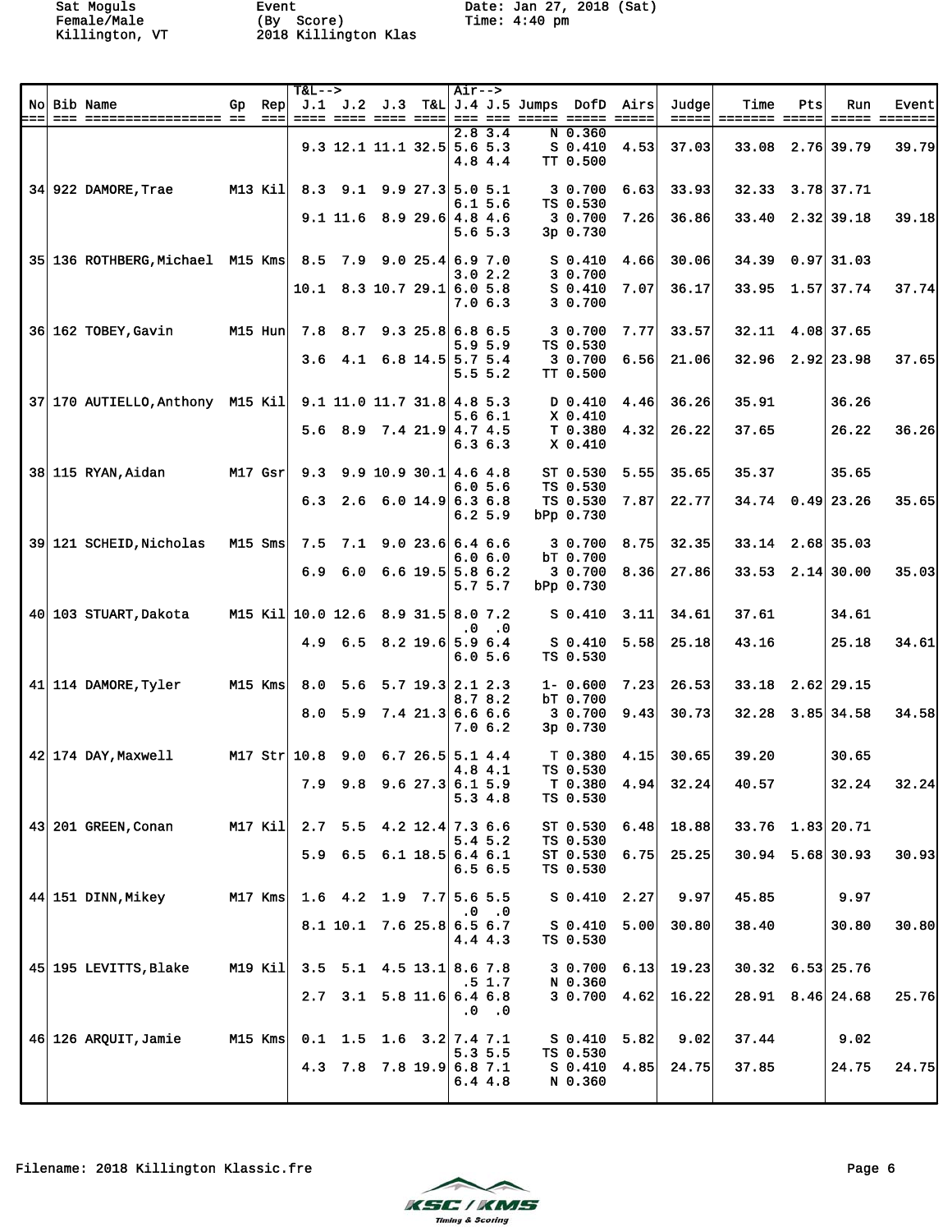Sat Moguls
Female/Male
Killington, VT

Event
(By Score)
2018 Killington Klas

Date: Jan 27, 2018 (Sat)
Time: 4:40 pm

| No | Bib | Name | Gp | Rep | J.1 | J.2 | J.3 | T&L | J.4 | J.5 | Jumps | DofD | Airs | Judge | Time | Pts | Run | Event |
|---|---|---|---|---|---|---|---|---|---|---|---|---|---|---|---|---|---|---|
| | | | | | | | | | 2.8 | 3.4 | N | 0.360 | | | | | | |
| | | | | | 9.3 | 12.1 | 11.1 | 32.5 | 5.6 | 5.3 | S | 0.410 | 4.53 | 37.03 | 33.08 | 2.76 | 39.79 | 39.79 |
| | | | | | | | | | 4.8 | 4.4 | TT | 0.500 | | | | | | |
| 34 | 922 | DAMORE, Trae | M13 | Kil | 8.3 | 9.1 | 9.9 | 27.3 | 5.0 | 5.1 | 3 | 0.700 | 6.63 | 33.93 | 32.33 | 3.78 | 37.71 | |
| | | | | | | | | | 6.1 | 5.6 | TS | 0.530 | | | | | | |
| | | | | | 9.1 | 11.6 | 8.9 | 29.6 | 4.8 | 4.6 | 3 | 0.700 | 7.26 | 36.86 | 33.40 | 2.32 | 39.18 | 39.18 |
| | | | | | | | | | 5.6 | 5.3 | 3p | 0.730 | | | | | | |
| 35 | 136 | ROTHBERG, Michael | M15 | Kms | 8.5 | 7.9 | 9.0 | 25.4 | 6.9 | 7.0 | S | 0.410 | 4.66 | 30.06 | 34.39 | 0.97 | 31.03 | |
| | | | | | | | | | 3.0 | 2.2 | 3 | 0.700 | | | | | | |
| | | | | | 10.1 | 8.3 | 10.7 | 29.1 | 6.0 | 5.8 | S | 0.410 | 7.07 | 36.17 | 33.95 | 1.57 | 37.74 | 37.74 |
| | | | | | | | | | 7.0 | 6.3 | 3 | 0.700 | | | | | | |
| 36 | 162 | TOBEY, Gavin | M15 | Hun | 7.8 | 8.7 | 9.3 | 25.8 | 6.8 | 6.5 | 3 | 0.700 | 7.77 | 33.57 | 32.11 | 4.08 | 37.65 | |
| | | | | | | | | | 5.9 | 5.9 | TS | 0.530 | | | | | | |
| | | | | | 3.6 | 4.1 | 6.8 | 14.5 | 5.7 | 5.4 | 3 | 0.700 | 6.56 | 21.06 | 32.96 | 2.92 | 23.98 | 37.65 |
| | | | | | | | | | 5.5 | 5.2 | TT | 0.500 | | | | | | |
| 37 | 170 | AUTIELLO, Anthony | M15 | Kil | 9.1 | 11.0 | 11.7 | 31.8 | 4.8 | 5.3 | D | 0.410 | 4.46 | 36.26 | 35.91 | | 36.26 | |
| | | | | | | | | | 5.6 | 6.1 | X | 0.410 | | | | | | |
| | | | | | 5.6 | 8.9 | 7.4 | 21.9 | 4.7 | 4.5 | T | 0.380 | 4.32 | 26.22 | 37.65 | | 26.22 | 36.26 |
| | | | | | | | | | 6.3 | 6.3 | X | 0.410 | | | | | | |
| 38 | 115 | RYAN, Aidan | M17 | Gsr | 9.3 | 9.9 | 10.9 | 30.1 | 4.6 | 4.8 | ST | 0.530 | 5.55 | 35.65 | 35.37 | | 35.65 | |
| | | | | | | | | | 6.0 | 5.6 | TS | 0.530 | | | | | | |
| | | | | | 6.3 | 2.6 | 6.0 | 14.9 | 6.3 | 6.8 | TS | 0.530 | 7.87 | 22.77 | 34.74 | 0.49 | 23.26 | 35.65 |
| | | | | | | | | | 6.2 | 5.9 | bPp | 0.730 | | | | | | |
| 39 | 121 | SCHEID, Nicholas | M15 | Sms | 7.5 | 7.1 | 9.0 | 23.6 | 6.4 | 6.6 | 3 | 0.700 | 8.75 | 32.35 | 33.14 | 2.68 | 35.03 | |
| | | | | | | | | | 6.0 | 6.0 | bT | 0.700 | | | | | | |
| | | | | | 6.9 | 6.0 | 6.6 | 19.5 | 5.8 | 6.2 | 3 | 0.700 | 8.36 | 27.86 | 33.53 | 2.14 | 30.00 | 35.03 |
| | | | | | | | | | 5.7 | 5.7 | bPp | 0.730 | | | | | | |
| 40 | 103 | STUART, Dakota | M15 | Kil | 10.0 | 12.6 | 8.9 | 31.5 | 8.0 | 7.2 | S | 0.410 | 3.11 | 34.61 | 37.61 | | 34.61 | |
| | | | | | | | | | .0 | .0 | | | | | | | | |
| | | | | | 4.9 | 6.5 | 8.2 | 19.6 | 5.9 | 6.4 | S | 0.410 | 5.58 | 25.18 | 43.16 | | 25.18 | 34.61 |
| | | | | | | | | | 6.0 | 5.6 | TS | 0.530 | | | | | | |
| 41 | 114 | DAMORE, Tyler | M15 | Kms | 8.0 | 5.6 | 5.7 | 19.3 | 2.1 | 2.3 | 1- | 0.600 | 7.23 | 26.53 | 33.18 | 2.62 | 29.15 | |
| | | | | | | | | | 8.7 | 8.2 | bT | 0.700 | | | | | | |
| | | | | | 8.0 | 5.9 | 7.4 | 21.3 | 6.6 | 6.6 | 3 | 0.700 | 9.43 | 30.73 | 32.28 | 3.85 | 34.58 | 34.58 |
| | | | | | | | | | 7.0 | 6.2 | 3p | 0.730 | | | | | | |
| 42 | 174 | DAY, Maxwell | M17 | Str | 10.8 | 9.0 | 6.7 | 26.5 | 5.1 | 4.4 | T | 0.380 | 4.15 | 30.65 | 39.20 | | 30.65 | |
| | | | | | | | | | 4.8 | 4.1 | TS | 0.530 | | | | | | |
| | | | | | 7.9 | 9.8 | 9.6 | 27.3 | 6.1 | 5.9 | T | 0.380 | 4.94 | 32.24 | 40.57 | | 32.24 | 32.24 |
| | | | | | | | | | 5.3 | 4.8 | TS | 0.530 | | | | | | |
| 43 | 201 | GREEN, Conan | M17 | Kil | 2.7 | 5.5 | 4.2 | 12.4 | 7.3 | 6.6 | ST | 0.530 | 6.48 | 18.88 | 33.76 | 1.83 | 20.71 | |
| | | | | | | | | | 5.4 | 5.2 | TS | 0.530 | | | | | | |
| | | | | | 5.9 | 6.5 | 6.1 | 18.5 | 6.4 | 6.1 | ST | 0.530 | 6.75 | 25.25 | 30.94 | 5.68 | 30.93 | 30.93 |
| | | | | | | | | | 6.5 | 6.5 | TS | 0.530 | | | | | | |
| 44 | 151 | DINN, Mikey | M17 | Kms | 1.6 | 4.2 | 1.9 | 7.7 | 5.6 | 5.5 | S | 0.410 | 2.27 | 9.97 | 45.85 | | 9.97 | |
| | | | | | | | | | .0 | .0 | | | | | | | | |
| | | | | | 8.1 | 10.1 | 7.6 | 25.8 | 6.5 | 6.7 | S | 0.410 | 5.00 | 30.80 | 38.40 | | 30.80 | 30.80 |
| | | | | | | | | | 4.4 | 4.3 | TS | 0.530 | | | | | | |
| 45 | 195 | LEVITTS, Blake | M19 | Kil | 3.5 | 5.1 | 4.5 | 13.1 | 8.6 | 7.8 | 3 | 0.700 | 6.13 | 19.23 | 30.32 | 6.53 | 25.76 | |
| | | | | | | | | | .5 | 1.7 | N | 0.360 | | | | | | |
| | | | | | 2.7 | 3.1 | 5.8 | 11.6 | 6.4 | 6.8 | 3 | 0.700 | 4.62 | 16.22 | 28.91 | 8.46 | 24.68 | 25.76 |
| | | | | | | | | | .0 | .0 | | | | | | | | |
| 46 | 126 | ARQUIT, Jamie | M15 | Kms | 0.1 | 1.5 | 1.6 | 3.2 | 7.4 | 7.1 | S | 0.410 | 5.82 | 9.02 | 37.44 | | 9.02 | |
| | | | | | | | | | 5.3 | 5.5 | TS | 0.530 | | | | | | |
| | | | | | 4.3 | 7.8 | 7.8 | 19.9 | 6.8 | 7.1 | S | 0.410 | 4.85 | 24.75 | 37.85 | | 24.75 | 24.75 |
| | | | | | | | | | 6.4 | 4.8 | N | 0.360 | | | | | | |

Filename: 2018 Killington Klassic.fre

KSC / KMS Timing & Scoring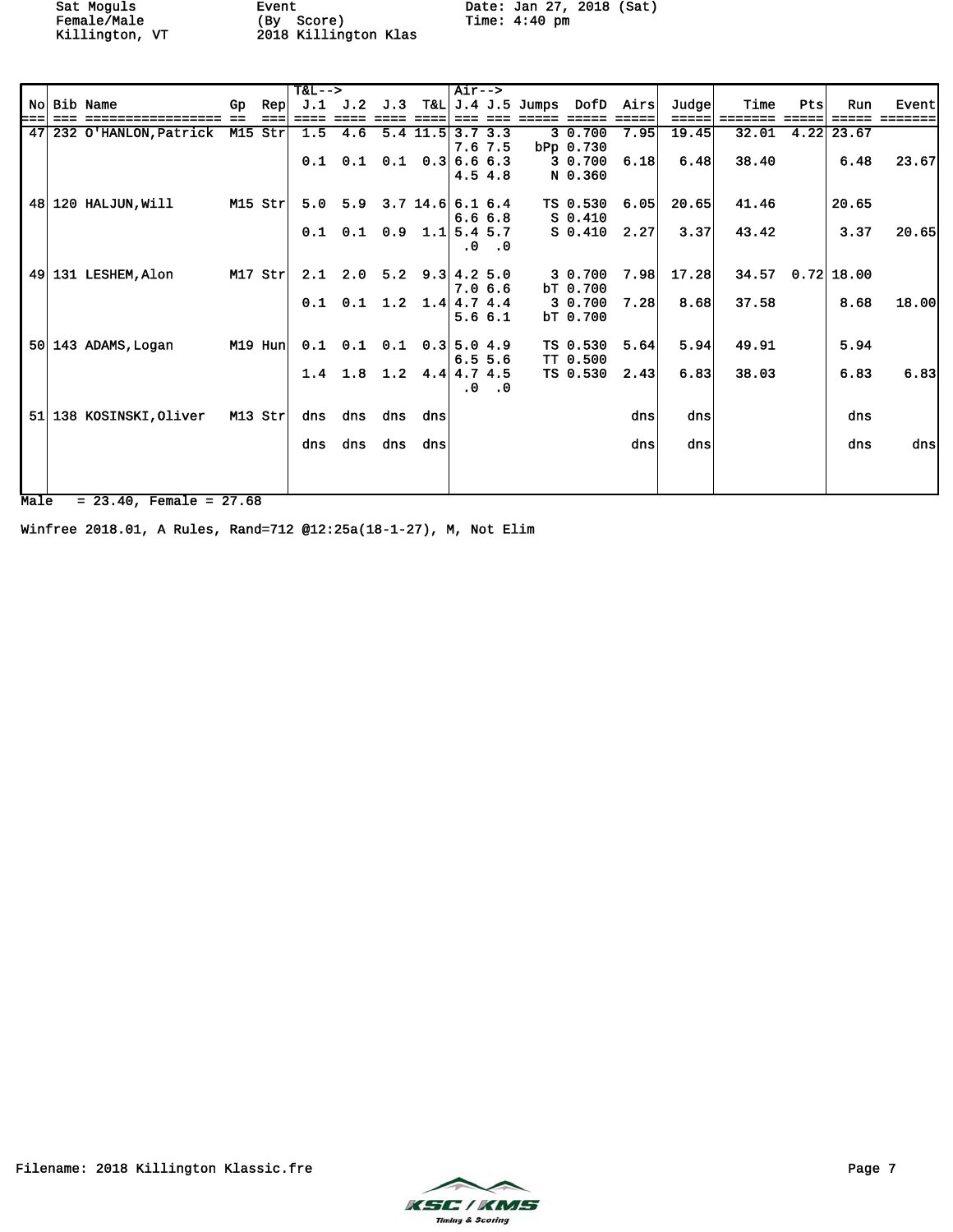Sat Moguls Event Date: Jan 27, 2018 (Sat)
Female/Male (By Score) Time: 4:40 pm
Killington, VT 2018 Killington Klas

| No | Bib | Name | Gp | Rep | T&L--> J.1 | J.2 | J.3 | T&L | Air--> J.4 | J.5 | Jumps | DofD | Airs | Judge | Time | Pts | Run | Event |
|---|---|---|---|---|---|---|---|---|---|---|---|---|---|---|---|---|---|---|
| 47 | 232 | O'HANLON,Patrick | M15 | Str | 1.5 | 4.6 | 5.4 | 11.5 | 3.7 | 3.3 | 3 | 0.700 | 7.95 | 19.45 | 32.01 | 4.22 | 23.67 | |
| | | | | | | | | | 7.6 | 7.5 | bPp | 0.730 | | | | | | |
| | | | | | 0.1 | 0.1 | 0.1 | 0.3 | 6.6 | 6.3 | 3 | 0.700 | 6.18 | 6.48 | 38.40 | | 6.48 | 23.67 |
| | | | | | | | | | 4.5 | 4.8 | N | 0.360 | | | | | | |
| 48 | 120 | HALJUN,Will | M15 | Str | 5.0 | 5.9 | 3.7 | 14.6 | 6.1 | 6.4 | TS | 0.530 | 6.05 | 20.65 | 41.46 | | 20.65 | |
| | | | | | | | | | 6.6 | 6.8 | S | 0.410 | | | | | | |
| | | | | | 0.1 | 0.1 | 0.9 | 1.1 | 5.4 | 5.7 | S | 0.410 | 2.27 | 3.37 | 43.42 | | 3.37 | 20.65 |
| | | | | | | | | | .0 | .0 | | | | | | | | |
| 49 | 131 | LESHEM,Alon | M17 | Str | 2.1 | 2.0 | 5.2 | 9.3 | 4.2 | 5.0 | 3 | 0.700 | 7.98 | 17.28 | 34.57 | 0.72 | 18.00 | |
| | | | | | | | | | 7.0 | 6.6 | bT | 0.700 | | | | | | |
| | | | | | 0.1 | 0.1 | 1.2 | 1.4 | 4.7 | 4.4 | 3 | 0.700 | 7.28 | 8.68 | 37.58 | | 8.68 | 18.00 |
| | | | | | | | | | 5.6 | 6.1 | bT | 0.700 | | | | | | |
| 50 | 143 | ADAMS,Logan | M19 | Hun | 0.1 | 0.1 | 0.1 | 0.3 | 5.0 | 4.9 | TS | 0.530 | 5.64 | 5.94 | 49.91 | | 5.94 | |
| | | | | | | | | | 6.5 | 5.6 | TT | 0.500 | | | | | | |
| | | | | | 1.4 | 1.8 | 1.2 | 4.4 | 4.7 | 4.5 | TS | 0.530 | 2.43 | 6.83 | 38.03 | | 6.83 | 6.83 |
| | | | | | | | | | .0 | .0 | | | | | | | | |
| 51 | 138 | KOSINSKI,Oliver | M13 | Str | dns | dns | dns | dns | | | | | dns | dns | | | dns | |
| | | | | | dns | dns | dns | dns | | | | | dns | dns | | | dns | dns |

Male = 23.40, Female = 27.68

Winfree 2018.01, A Rules, Rand=712 @12:25a(18-1-27), M, Not Elim

Filename: 2018 Killington Klassic.fre

KSC / KMS Timing & Scoring